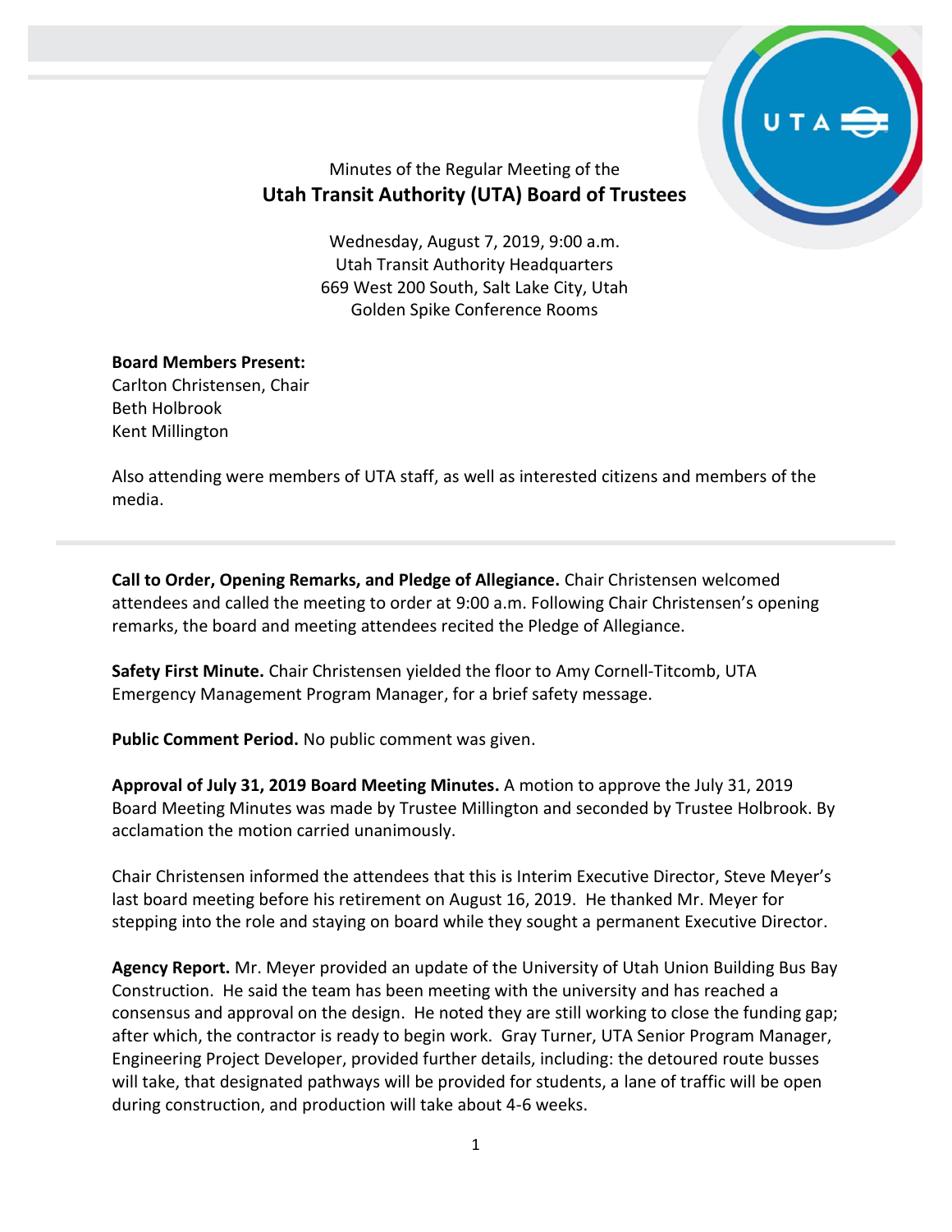Minutes of the Regular Meeting of the

# Utah Transit Authority (UTA) Board of Trustees

Wednesday, August 7, 2019, 9:00 a.m.
Utah Transit Authority Headquarters
669 West 200 South, Salt Lake City, Utah
Golden Spike Conference Rooms

**Board Members Present:**
Carlton Christensen, Chair
Beth Holbrook
Kent Millington

Also attending were members of UTA staff, as well as interested citizens and members of the media.

---

**Call to Order, Opening Remarks, and Pledge of Allegiance.** Chair Christensen welcomed attendees and called the meeting to order at 9:00 a.m. Following Chair Christensen's opening remarks, the board and meeting attendees recited the Pledge of Allegiance.

**Safety First Minute.** Chair Christensen yielded the floor to Amy Cornell-Titcomb, UTA Emergency Management Program Manager, for a brief safety message.

**Public Comment Period.** No public comment was given.

**Approval of July 31, 2019 Board Meeting Minutes.** A motion to approve the July 31, 2019 Board Meeting Minutes was made by Trustee Millington and seconded by Trustee Holbrook. By acclamation the motion carried unanimously.

Chair Christensen informed the attendees that this is Interim Executive Director, Steve Meyer's last board meeting before his retirement on August 16, 2019. He thanked Mr. Meyer for stepping into the role and staying on board while they sought a permanent Executive Director.

**Agency Report.** Mr. Meyer provided an update of the University of Utah Union Building Bus Bay Construction. He said the team has been meeting with the university and has reached a consensus and approval on the design. He noted they are still working to close the funding gap; after which, the contractor is ready to begin work. Gray Turner, UTA Senior Program Manager, Engineering Project Developer, provided further details, including: the detoured route busses will take, that designated pathways will be provided for students, a lane of traffic will be open during construction, and production will take about 4-6 weeks.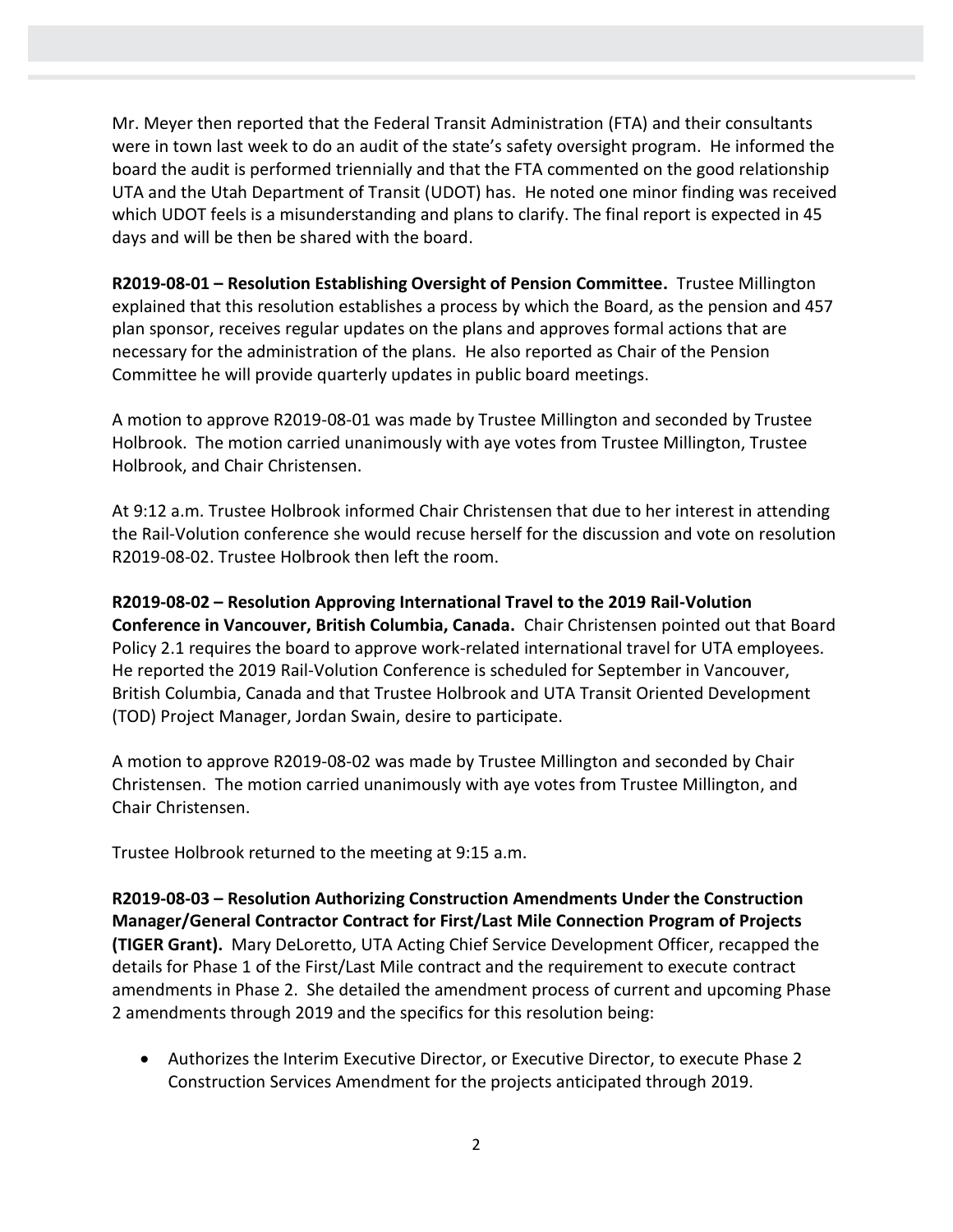Mr. Meyer then reported that the Federal Transit Administration (FTA) and their consultants were in town last week to do an audit of the state's safety oversight program. He informed the board the audit is performed triennially and that the FTA commented on the good relationship UTA and the Utah Department of Transit (UDOT) has. He noted one minor finding was received which UDOT feels is a misunderstanding and plans to clarify. The final report is expected in 45 days and will be then be shared with the board.

**R2019-08-01 – Resolution Establishing Oversight of Pension Committee.** Trustee Millington explained that this resolution establishes a process by which the Board, as the pension and 457 plan sponsor, receives regular updates on the plans and approves formal actions that are necessary for the administration of the plans. He also reported as Chair of the Pension Committee he will provide quarterly updates in public board meetings.

A motion to approve R2019-08-01 was made by Trustee Millington and seconded by Trustee Holbrook. The motion carried unanimously with aye votes from Trustee Millington, Trustee Holbrook, and Chair Christensen.

At 9:12 a.m. Trustee Holbrook informed Chair Christensen that due to her interest in attending the Rail-Volution conference she would recuse herself for the discussion and vote on resolution R2019-08-02. Trustee Holbrook then left the room.

**R2019-08-02 – Resolution Approving International Travel to the 2019 Rail-Volution Conference in Vancouver, British Columbia, Canada.** Chair Christensen pointed out that Board Policy 2.1 requires the board to approve work-related international travel for UTA employees. He reported the 2019 Rail-Volution Conference is scheduled for September in Vancouver, British Columbia, Canada and that Trustee Holbrook and UTA Transit Oriented Development (TOD) Project Manager, Jordan Swain, desire to participate.

A motion to approve R2019-08-02 was made by Trustee Millington and seconded by Chair Christensen. The motion carried unanimously with aye votes from Trustee Millington, and Chair Christensen.

Trustee Holbrook returned to the meeting at 9:15 a.m.

**R2019-08-03 – Resolution Authorizing Construction Amendments Under the Construction Manager/General Contractor Contract for First/Last Mile Connection Program of Projects (TIGER Grant).** Mary DeLoretto, UTA Acting Chief Service Development Officer, recapped the details for Phase 1 of the First/Last Mile contract and the requirement to execute contract amendments in Phase 2. She detailed the amendment process of current and upcoming Phase 2 amendments through 2019 and the specifics for this resolution being:

- Authorizes the Interim Executive Director, or Executive Director, to execute Phase 2 Construction Services Amendment for the projects anticipated through 2019.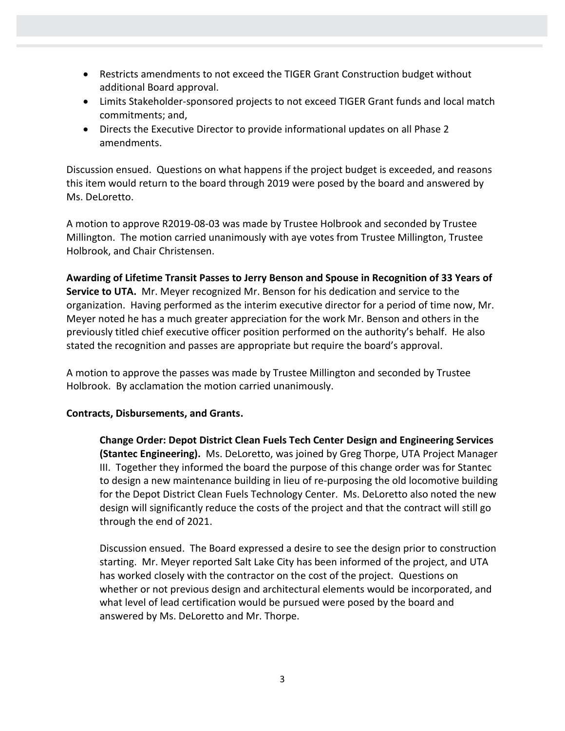- Restricts amendments to not exceed the TIGER Grant Construction budget without additional Board approval.
- Limits Stakeholder-sponsored projects to not exceed TIGER Grant funds and local match commitments; and,
- Directs the Executive Director to provide informational updates on all Phase 2 amendments.

Discussion ensued. Questions on what happens if the project budget is exceeded, and reasons this item would return to the board through 2019 were posed by the board and answered by Ms. DeLoretto.

A motion to approve R2019-08-03 was made by Trustee Holbrook and seconded by Trustee Millington. The motion carried unanimously with aye votes from Trustee Millington, Trustee Holbrook, and Chair Christensen.

**Awarding of Lifetime Transit Passes to Jerry Benson and Spouse in Recognition of 33 Years of Service to UTA.** Mr. Meyer recognized Mr. Benson for his dedication and service to the organization. Having performed as the interim executive director for a period of time now, Mr. Meyer noted he has a much greater appreciation for the work Mr. Benson and others in the previously titled chief executive officer position performed on the authority's behalf. He also stated the recognition and passes are appropriate but require the board's approval.

A motion to approve the passes was made by Trustee Millington and seconded by Trustee Holbrook. By acclamation the motion carried unanimously.

**Contracts, Disbursements, and Grants.**

**Change Order: Depot District Clean Fuels Tech Center Design and Engineering Services (Stantec Engineering).** Ms. DeLoretto, was joined by Greg Thorpe, UTA Project Manager III. Together they informed the board the purpose of this change order was for Stantec to design a new maintenance building in lieu of re-purposing the old locomotive building for the Depot District Clean Fuels Technology Center. Ms. DeLoretto also noted the new design will significantly reduce the costs of the project and that the contract will still go through the end of 2021.

Discussion ensued. The Board expressed a desire to see the design prior to construction starting. Mr. Meyer reported Salt Lake City has been informed of the project, and UTA has worked closely with the contractor on the cost of the project. Questions on whether or not previous design and architectural elements would be incorporated, and what level of lead certification would be pursued were posed by the board and answered by Ms. DeLoretto and Mr. Thorpe.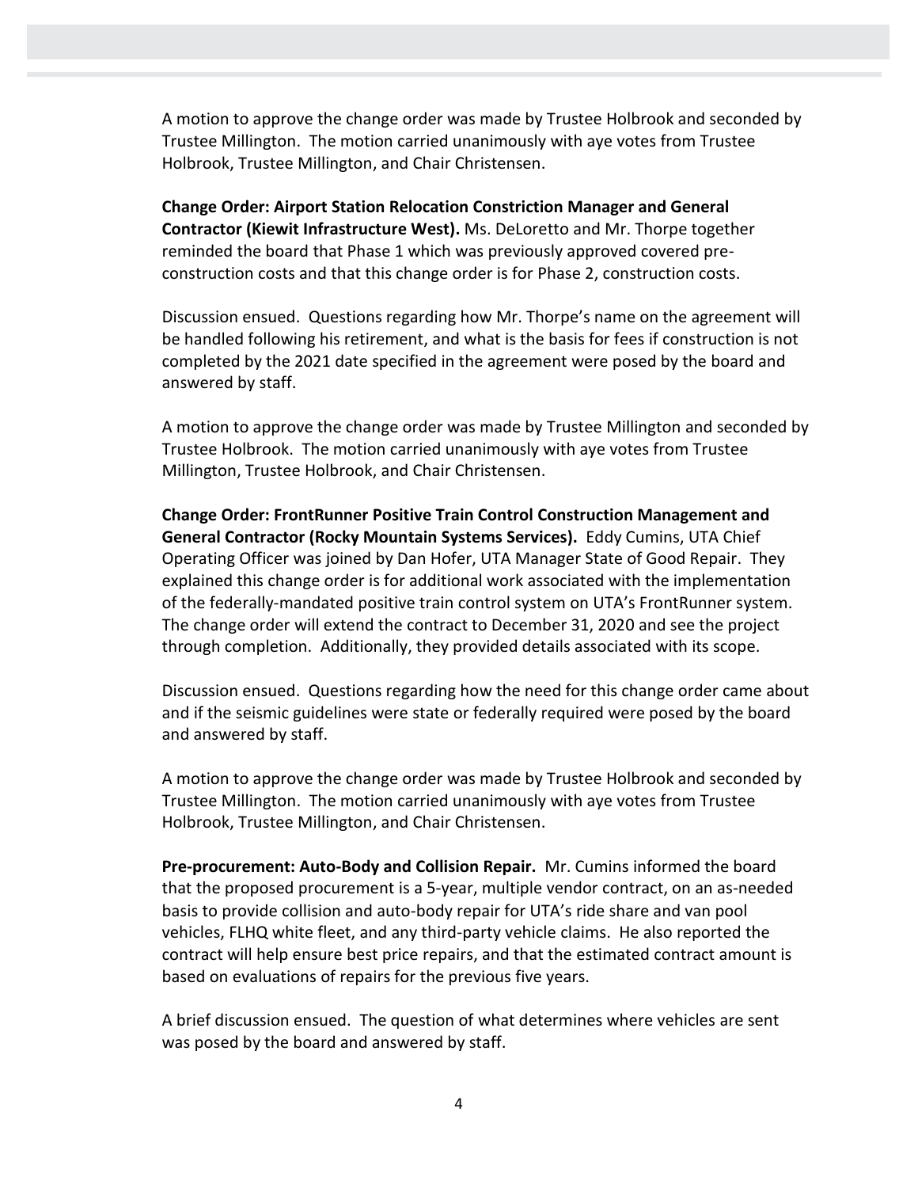A motion to approve the change order was made by Trustee Holbrook and seconded by Trustee Millington. The motion carried unanimously with aye votes from Trustee Holbrook, Trustee Millington, and Chair Christensen.

**Change Order: Airport Station Relocation Constriction Manager and General Contractor (Kiewit Infrastructure West).** Ms. DeLoretto and Mr. Thorpe together reminded the board that Phase 1 which was previously approved covered pre-construction costs and that this change order is for Phase 2, construction costs.

Discussion ensued. Questions regarding how Mr. Thorpe's name on the agreement will be handled following his retirement, and what is the basis for fees if construction is not completed by the 2021 date specified in the agreement were posed by the board and answered by staff.

A motion to approve the change order was made by Trustee Millington and seconded by Trustee Holbrook. The motion carried unanimously with aye votes from Trustee Millington, Trustee Holbrook, and Chair Christensen.

**Change Order: FrontRunner Positive Train Control Construction Management and General Contractor (Rocky Mountain Systems Services).** Eddy Cumins, UTA Chief Operating Officer was joined by Dan Hofer, UTA Manager State of Good Repair. They explained this change order is for additional work associated with the implementation of the federally-mandated positive train control system on UTA's FrontRunner system. The change order will extend the contract to December 31, 2020 and see the project through completion. Additionally, they provided details associated with its scope.

Discussion ensued. Questions regarding how the need for this change order came about and if the seismic guidelines were state or federally required were posed by the board and answered by staff.

A motion to approve the change order was made by Trustee Holbrook and seconded by Trustee Millington. The motion carried unanimously with aye votes from Trustee Holbrook, Trustee Millington, and Chair Christensen.

**Pre-procurement: Auto-Body and Collision Repair.** Mr. Cumins informed the board that the proposed procurement is a 5-year, multiple vendor contract, on an as-needed basis to provide collision and auto-body repair for UTA's ride share and van pool vehicles, FLHQ white fleet, and any third-party vehicle claims. He also reported the contract will help ensure best price repairs, and that the estimated contract amount is based on evaluations of repairs for the previous five years.

A brief discussion ensued. The question of what determines where vehicles are sent was posed by the board and answered by staff.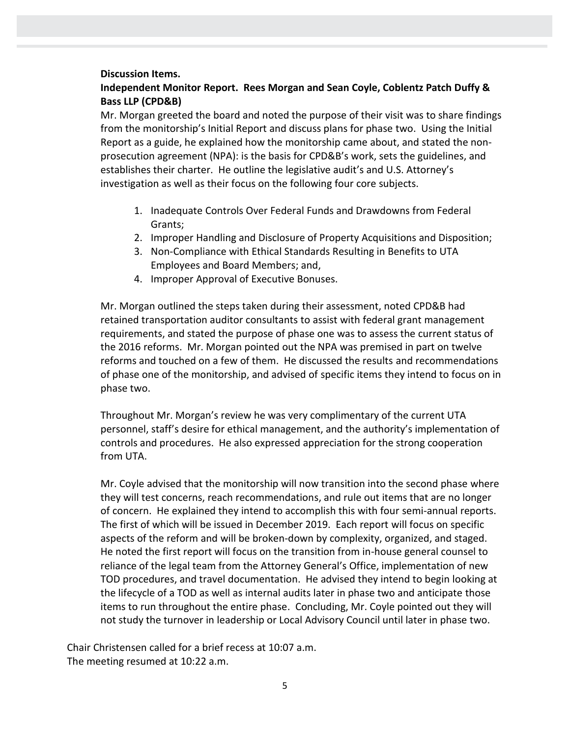**Discussion Items.**

**Independent Monitor Report. Rees Morgan and Sean Coyle, Coblentz Patch Duffy & Bass LLP (CPD&B)**

Mr. Morgan greeted the board and noted the purpose of their visit was to share findings from the monitorship's Initial Report and discuss plans for phase two. Using the Initial Report as a guide, he explained how the monitorship came about, and stated the non-prosecution agreement (NPA): is the basis for CPD&B's work, sets the guidelines, and establishes their charter. He outline the legislative audit's and U.S. Attorney's investigation as well as their focus on the following four core subjects.

1. Inadequate Controls Over Federal Funds and Drawdowns from Federal Grants;
2. Improper Handling and Disclosure of Property Acquisitions and Disposition;
3. Non-Compliance with Ethical Standards Resulting in Benefits to UTA Employees and Board Members; and,
4. Improper Approval of Executive Bonuses.

Mr. Morgan outlined the steps taken during their assessment, noted CPD&B had retained transportation auditor consultants to assist with federal grant management requirements, and stated the purpose of phase one was to assess the current status of the 2016 reforms. Mr. Morgan pointed out the NPA was premised in part on twelve reforms and touched on a few of them. He discussed the results and recommendations of phase one of the monitorship, and advised of specific items they intend to focus on in phase two.

Throughout Mr. Morgan's review he was very complimentary of the current UTA personnel, staff's desire for ethical management, and the authority's implementation of controls and procedures. He also expressed appreciation for the strong cooperation from UTA.

Mr. Coyle advised that the monitorship will now transition into the second phase where they will test concerns, reach recommendations, and rule out items that are no longer of concern. He explained they intend to accomplish this with four semi-annual reports. The first of which will be issued in December 2019. Each report will focus on specific aspects of the reform and will be broken-down by complexity, organized, and staged. He noted the first report will focus on the transition from in-house general counsel to reliance of the legal team from the Attorney General's Office, implementation of new TOD procedures, and travel documentation. He advised they intend to begin looking at the lifecycle of a TOD as well as internal audits later in phase two and anticipate those items to run throughout the entire phase. Concluding, Mr. Coyle pointed out they will not study the turnover in leadership or Local Advisory Council until later in phase two.

Chair Christensen called for a brief recess at 10:07 a.m.
The meeting resumed at 10:22 a.m.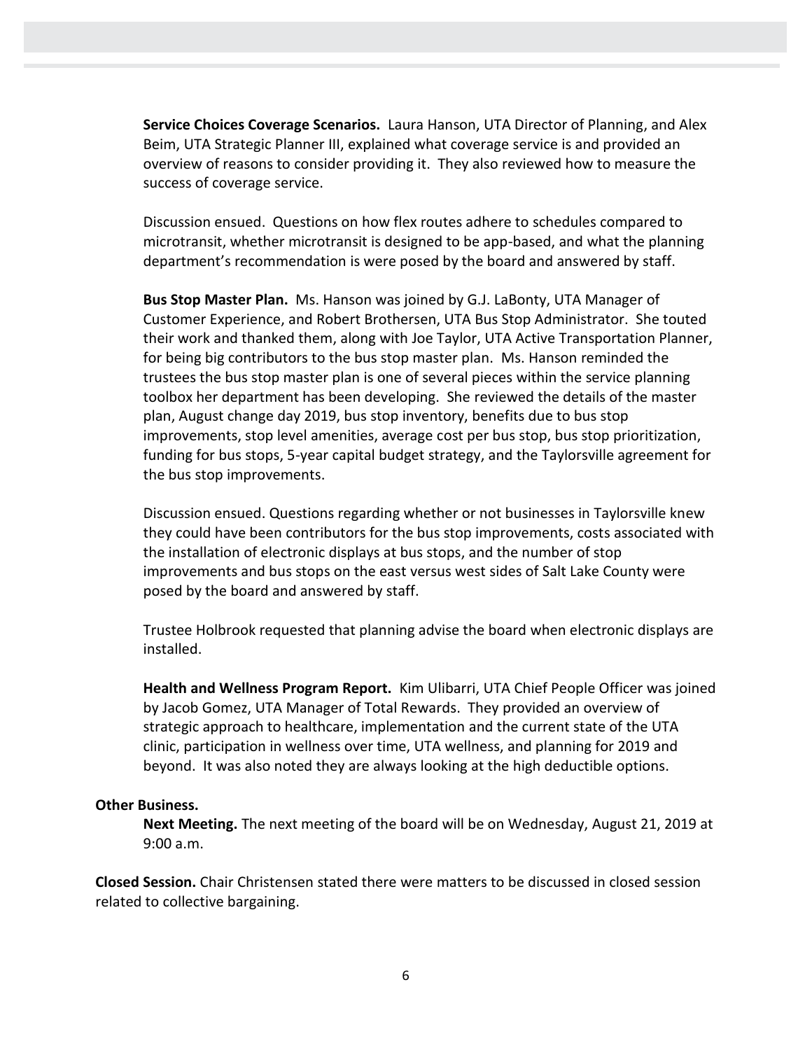**Service Choices Coverage Scenarios.** Laura Hanson, UTA Director of Planning, and Alex Beim, UTA Strategic Planner III, explained what coverage service is and provided an overview of reasons to consider providing it. They also reviewed how to measure the success of coverage service.

Discussion ensued. Questions on how flex routes adhere to schedules compared to microtransit, whether microtransit is designed to be app-based, and what the planning department's recommendation is were posed by the board and answered by staff.

**Bus Stop Master Plan.** Ms. Hanson was joined by G.J. LaBonty, UTA Manager of Customer Experience, and Robert Brothersen, UTA Bus Stop Administrator. She touted their work and thanked them, along with Joe Taylor, UTA Active Transportation Planner, for being big contributors to the bus stop master plan. Ms. Hanson reminded the trustees the bus stop master plan is one of several pieces within the service planning toolbox her department has been developing. She reviewed the details of the master plan, August change day 2019, bus stop inventory, benefits due to bus stop improvements, stop level amenities, average cost per bus stop, bus stop prioritization, funding for bus stops, 5-year capital budget strategy, and the Taylorsville agreement for the bus stop improvements.

Discussion ensued. Questions regarding whether or not businesses in Taylorsville knew they could have been contributors for the bus stop improvements, costs associated with the installation of electronic displays at bus stops, and the number of stop improvements and bus stops on the east versus west sides of Salt Lake County were posed by the board and answered by staff.

Trustee Holbrook requested that planning advise the board when electronic displays are installed.

**Health and Wellness Program Report.** Kim Ulibarri, UTA Chief People Officer was joined by Jacob Gomez, UTA Manager of Total Rewards. They provided an overview of strategic approach to healthcare, implementation and the current state of the UTA clinic, participation in wellness over time, UTA wellness, and planning for 2019 and beyond. It was also noted they are always looking at the high deductible options.

**Other Business.**

**Next Meeting.** The next meeting of the board will be on Wednesday, August 21, 2019 at 9:00 a.m.

**Closed Session.** Chair Christensen stated there were matters to be discussed in closed session related to collective bargaining.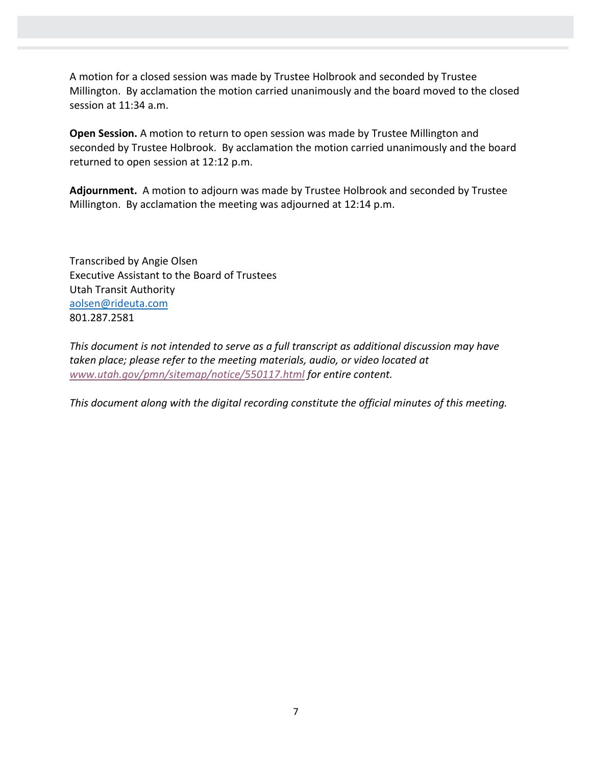A motion for a closed session was made by Trustee Holbrook and seconded by Trustee Millington. By acclamation the motion carried unanimously and the board moved to the closed session at 11:34 a.m.

**Open Session.** A motion to return to open session was made by Trustee Millington and seconded by Trustee Holbrook. By acclamation the motion carried unanimously and the board returned to open session at 12:12 p.m.

**Adjournment.** A motion to adjourn was made by Trustee Holbrook and seconded by Trustee Millington. By acclamation the meeting was adjourned at 12:14 p.m.

Transcribed by Angie Olsen
Executive Assistant to the Board of Trustees
Utah Transit Authority
aolsen@rideuta.com
801.287.2581

*This document is not intended to serve as a full transcript as additional discussion may have taken place; please refer to the meeting materials, audio, or video located at www.utah.gov/pmn/sitemap/notice/550117.html for entire content.*

*This document along with the digital recording constitute the official minutes of this meeting.*